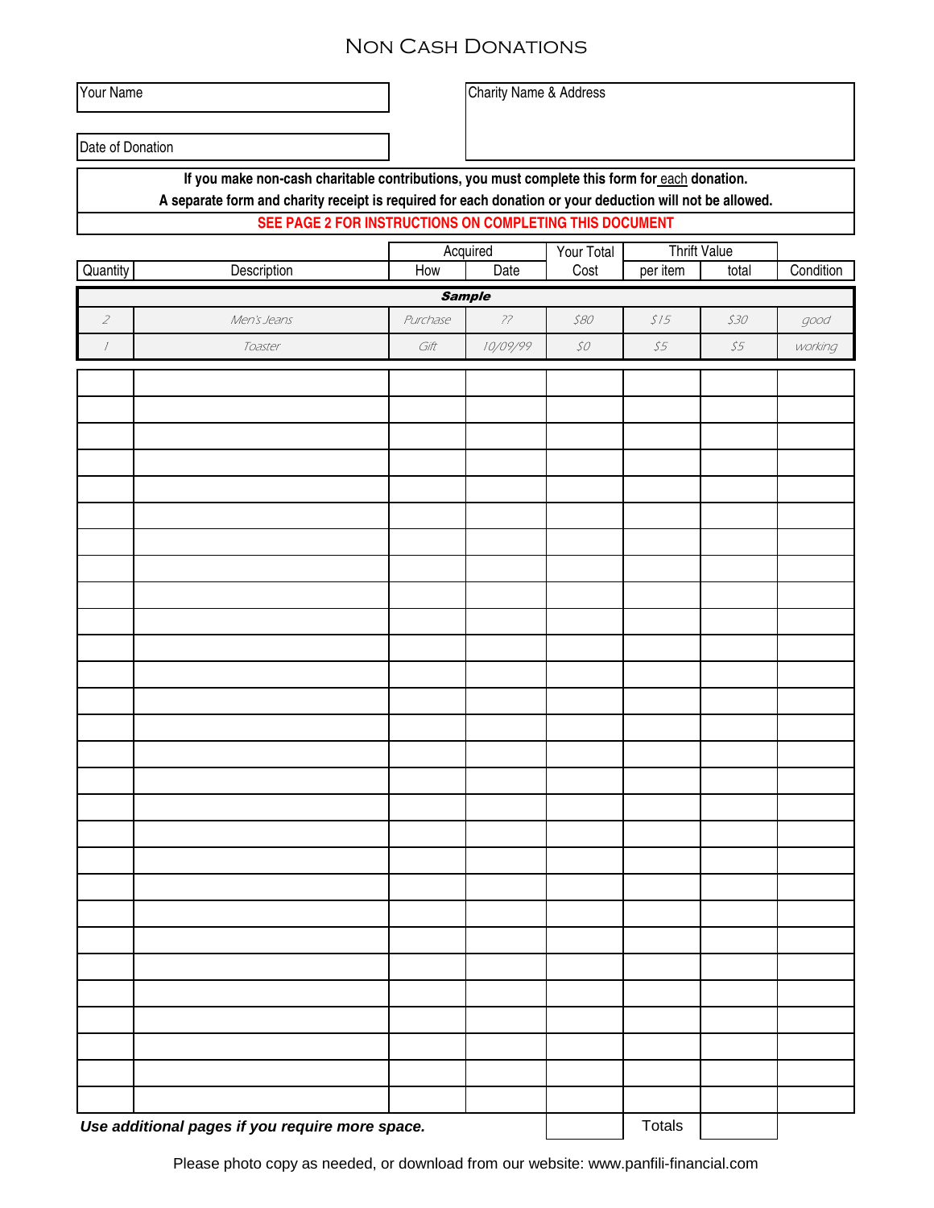# Non Cash Donations

| Your Name | |
|---|---|
| Date of Donation | |

| Charity Name & Address |
|---|
| |

**If you make non-cash charitable contributions, you must complete this form for each donation.**
**A separate form and charity receipt is required for each donation or your deduction will not be allowed.**

**SEE PAGE 2 FOR INSTRUCTIONS ON COMPLETING THIS DOCUMENT**

| | | Acquired | | Your Total | Thrift Value | | |
|---|---|---|---|---|---|---|---|
| Quantity | Description | How | Date | Cost | per item | total | Condition |
| | | | ***Sample*** | | | | |
| *2* | *Men's Jeans* | *Purchase* | *??* | *$80* | *$15* | *$30* | *good* |
| *1* | *Toaster* | *Gift* | *10/09/99* | *$0* | *$5* | *$5* | *working* |
| | | | | | | | |
| | | | | | | | |
| | | | | | | | |
| | | | | | | | |
| | | | | | | | |
| | | | | | | | |
| | | | | | | | |
| | | | | | | | |
| | | | | | | | |
| | | | | | | | |
| | | | | | | | |
| | | | | | | | |
| | | | | | | | |
| | | | | | | | |
| | | | | | | | |
| | | | | | | | |
| | | | | | | | |
| | | | | | | | |
| | | | | | | | |
| | | | | | | | |
| | | | | | | | |
| | | | | | | | |
| | | | | | | | |
| | | | | | | | |
| | | | | | | | |
| | | | | | | | |
| | | | | | | | |
| | | | | | | | |
| | | | | | Totals | | |

***Use additional pages if you require more space.***

Please photo copy as needed, or download from our website: www.panfili-financial.com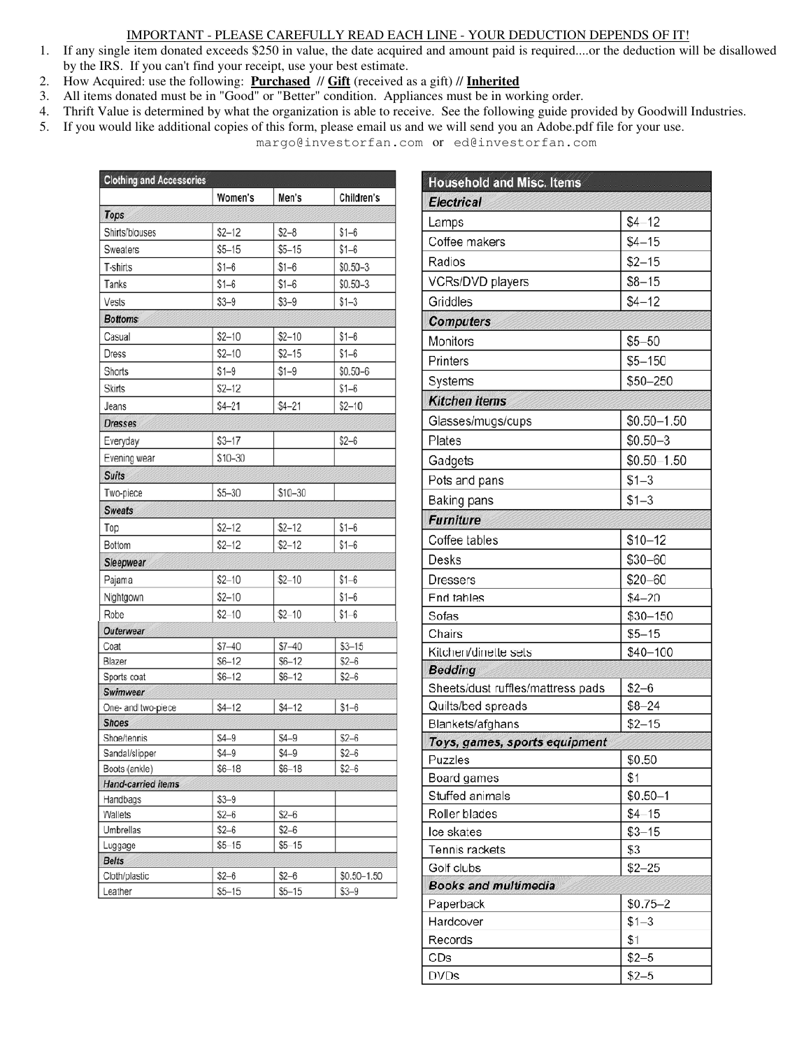IMPORTANT - PLEASE CAREFULLY READ EACH LINE - YOUR DEDUCTION DEPENDS OF IT!

1. If any single item donated exceeds $250 in value, the date acquired and amount paid is required....or the deduction will be disallowed by the IRS. If you can't find your receipt, use your best estimate.
2. How Acquired: use the following: **Purchased** // **Gift** (received as a gift) // **Inherited**
3. All items donated must be in "Good" or "Better" condition. Appliances must be in working order.
4. Thrift Value is determined by what the organization is able to receive. See the following guide provided by Goodwill Industries.
5. If you would like additional copies of this form, please email us and we will send you an Adobe.pdf file for your use.

margo@investorfan.com or ed@investorfan.com

| Clothing and Accessories | Women's | Men's | Children's |
|---|---|---|---|
| **Tops** | | | |
| Shirts/blouses | $2–12 | $2–8 | $1–6 |
| Sweaters | $5–15 | $5–15 | $1–6 |
| T-shirts | $1–6 | $1–6 | $0.50–3 |
| Tanks | $1–6 | $1–6 | $0.50–3 |
| Vests | $3–9 | $3–9 | $1–3 |
| **Bottoms** | | | |
| Casual | $2–10 | $2–10 | $1–6 |
| Dress | $2–10 | $2–15 | $1–6 |
| Shorts | $1–9 | $1–9 | $0.50–6 |
| Skirts | $2–12 | | $1–6 |
| Jeans | $4–21 | $4–21 | $2–10 |
| **Dresses** | | | |
| Everyday | $3–17 | | $2–6 |
| Evening wear | $10–30 | | |
| **Suits** | | | |
| Two-piece | $5–30 | $10–30 | |
| **Sweats** | | | |
| Top | $2–12 | $2–12 | $1–6 |
| Bottom | $2–12 | $2–12 | $1–6 |
| **Sleepwear** | | | |
| Pajama | $2–10 | $2–10 | $1–6 |
| Nightgown | $2–10 | | $1–6 |
| Robe | $2–10 | $2–10 | $1–6 |
| **Outerwear** | | | |
| Coat | $7–40 | $7–40 | $3–15 |
| Blazer | $6–12 | $6–12 | $2–6 |
| Sports coat | $6–12 | $6–12 | $2–6 |
| **Swimwear** | | | |
| One- and two-piece | $4–12 | $4–12 | $1–6 |
| **Shoes** | | | |
| Shoe/tennis | $4–9 | $4–9 | $2–6 |
| Sandal/slipper | $4–9 | $4–9 | $2–6 |
| Boots (ankle) | $6–18 | $6–18 | $2–6 |
| **Hand-carried items** | | | |
| Handbags | $3–9 | | |
| Wallets | $2–6 | $2–6 | |
| Umbrellas | $2–6 | $2–6 | |
| Luggage | $5–15 | $5–15 | |
| **Belts** | | | |
| Cloth/plastic | $2–6 | $2–6 | $0.50–1.50 |
| Leather | $5–15 | $5–15 | $3–9 |

| Household and Misc. Items | |
|---|---|
| **Electrical** | |
| Lamps | $4–12 |
| Coffee makers | $4–15 |
| Radios | $2–15 |
| VCRs/DVD players | $8–15 |
| Griddles | $4–12 |
| **Computers** | |
| Monitors | $5–50 |
| Printers | $5–150 |
| Systems | $50–250 |
| **Kitchen items** | |
| Glasses/mugs/cups | $0.50–1.50 |
| Plates | $0.50–3 |
| Gadgets | $0.50–1.50 |
| Pots and pans | $1–3 |
| Baking pans | $1–3 |
| **Furniture** | |
| Coffee tables | $10–12 |
| Desks | $30–60 |
| Dressers | $20–60 |
| End tables | $4–20 |
| Sofas | $30–150 |
| Chairs | $5–15 |
| Kitchen/dinette sets | $40–100 |
| **Bedding** | |
| Sheets/dust ruffles/mattress pads | $2–6 |
| Quilts/bed spreads | $8–24 |
| Blankets/afghans | $2–15 |
| **Toys, games, sports equipment** | |
| Puzzles | $0.50 |
| Board games | $1 |
| Stuffed animals | $0.50–1 |
| Roller blades | $4–15 |
| Ice skates | $3–15 |
| Tennis rackets | $3 |
| Golf clubs | $2–25 |
| **Books and multimedia** | |
| Paperback | $0.75–2 |
| Hardcover | $1–3 |
| Records | $1 |
| CDs | $2–5 |
| DVDs | $2–5 |